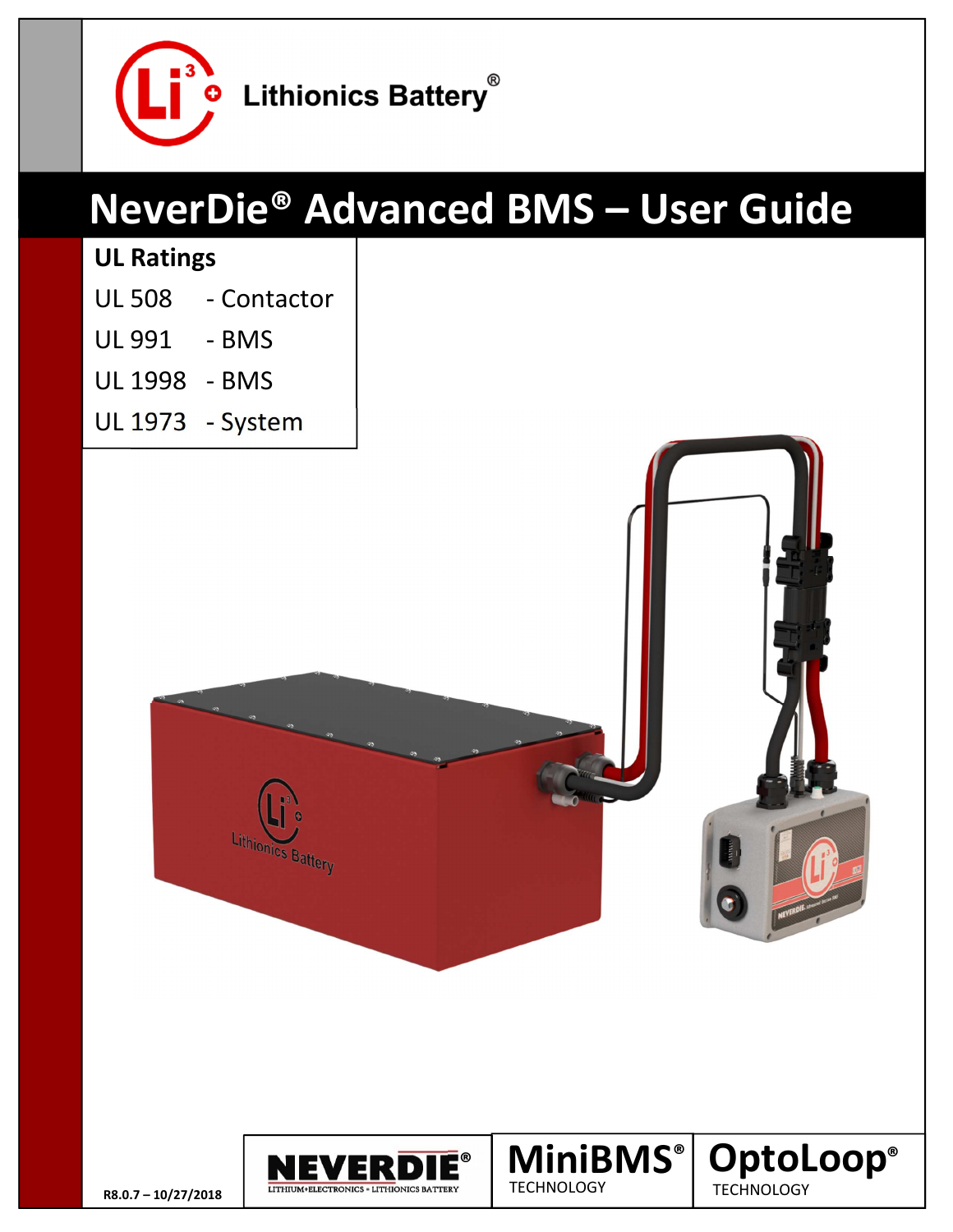Lithionics Battery®

# NeverDie® Advanced BMS – User Guide

| UL Ratings | |
|---|---|
| UL 508 | - Contactor |
| UL 991 | - BMS |
| UL 1998 | - BMS |
| UL 1973 | - System |

NEVERDIE® LITHIUM+ELECTRONICS • LITHIONICS BATTERY

MiniBMS® TECHNOLOGY

OptoLoop® TECHNOLOGY

R8.0.7 – 10/27/2018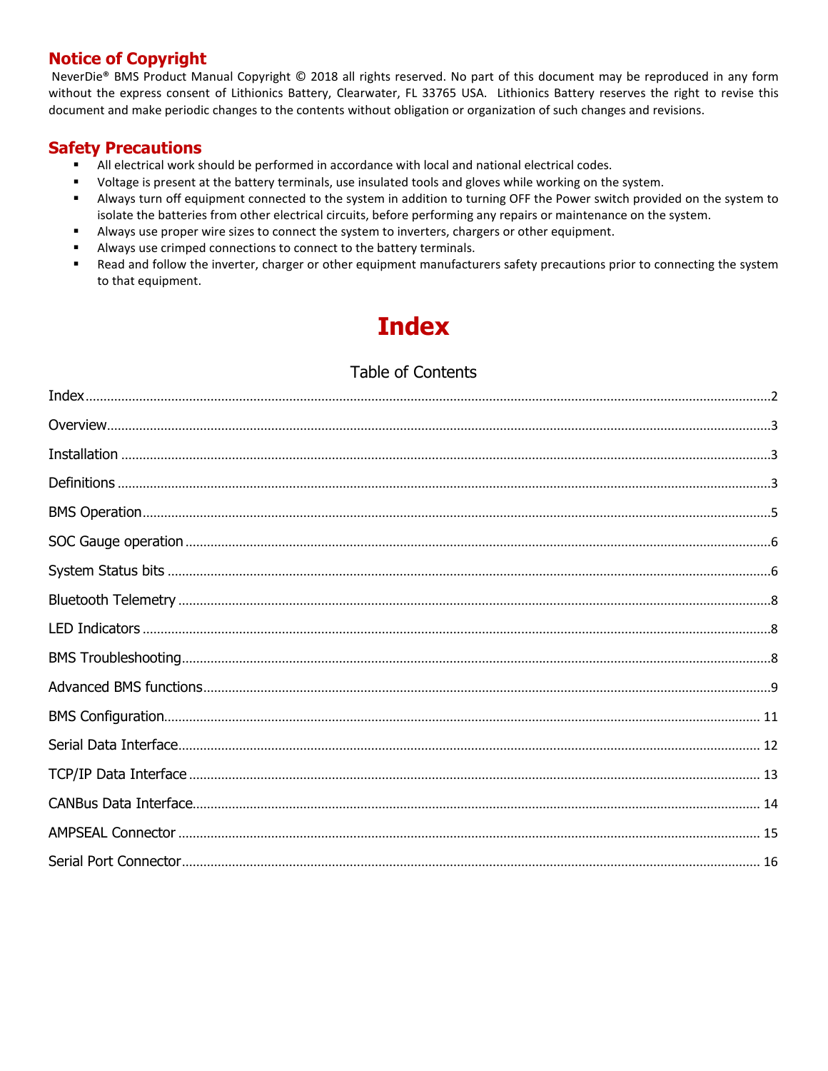## Notice of Copyright

NeverDie® BMS Product Manual Copyright © 2018 all rights reserved. No part of this document may be reproduced in any form without the express consent of Lithionics Battery, Clearwater, FL 33765 USA. Lithionics Battery reserves the right to revise this document and make periodic changes to the contents without obligation or organization of such changes and revisions.

## Safety Precautions

- All electrical work should be performed in accordance with local and national electrical codes.
- Voltage is present at the battery terminals, use insulated tools and gloves while working on the system.
- Always turn off equipment connected to the system in addition to turning OFF the Power switch provided on the system to isolate the batteries from other electrical circuits, before performing any repairs or maintenance on the system.
- Always use proper wire sizes to connect the system to inverters, chargers or other equipment.
- Always use crimped connections to connect to the battery terminals.
- Read and follow the inverter, charger or other equipment manufacturers safety precautions prior to connecting the system to that equipment.

# Index

Table of Contents

| | |
|---|---|
| Index | 2 |
| Overview | 3 |
| Installation | 3 |
| Definitions | 3 |
| BMS Operation | 5 |
| SOC Gauge operation | 6 |
| System Status bits | 6 |
| Bluetooth Telemetry | 8 |
| LED Indicators | 8 |
| BMS Troubleshooting | 8 |
| Advanced BMS functions | 9 |
| BMS Configuration | 11 |
| Serial Data Interface | 12 |
| TCP/IP Data Interface | 13 |
| CANBus Data Interface | 14 |
| AMPSEAL Connector | 15 |
| Serial Port Connector | 16 |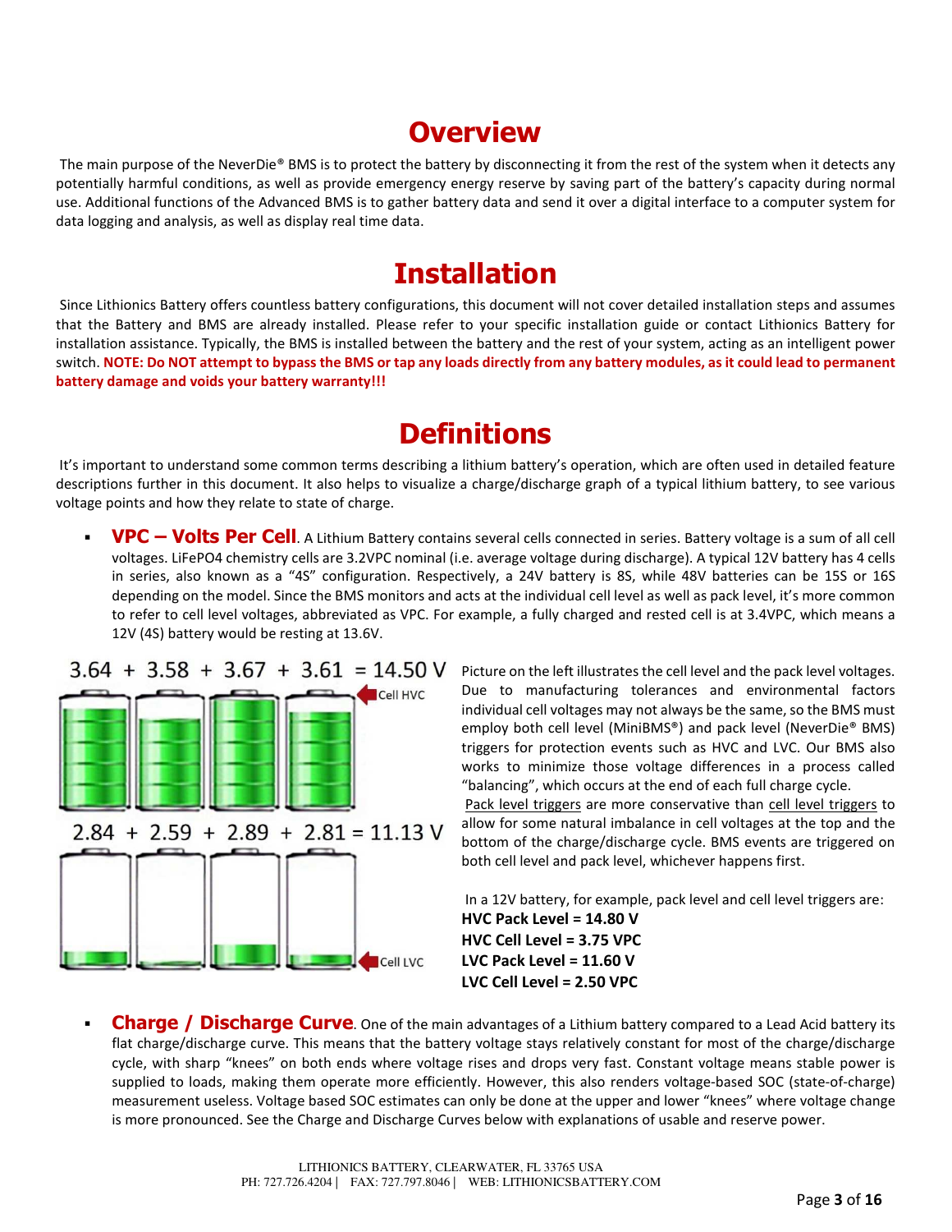# Overview

The main purpose of the NeverDie® BMS is to protect the battery by disconnecting it from the rest of the system when it detects any potentially harmful conditions, as well as provide emergency energy reserve by saving part of the battery's capacity during normal use. Additional functions of the Advanced BMS is to gather battery data and send it over a digital interface to a computer system for data logging and analysis, as well as display real time data.

# Installation

Since Lithionics Battery offers countless battery configurations, this document will not cover detailed installation steps and assumes that the Battery and BMS are already installed. Please refer to your specific installation guide or contact Lithionics Battery for installation assistance. Typically, the BMS is installed between the battery and the rest of your system, acting as an intelligent power switch. **NOTE: Do NOT attempt to bypass the BMS or tap any loads directly from any battery modules, as it could lead to permanent battery damage and voids your battery warranty!!!**

# Definitions

It's important to understand some common terms describing a lithium battery's operation, which are often used in detailed feature descriptions further in this document. It also helps to visualize a charge/discharge graph of a typical lithium battery, to see various voltage points and how they relate to state of charge.

- **VPC – Volts Per Cell**. A Lithium Battery contains several cells connected in series. Battery voltage is a sum of all cell voltages. LiFePO4 chemistry cells are 3.2VPC nominal (i.e. average voltage during discharge). A typical 12V battery has 4 cells in series, also known as a "4S" configuration. Respectively, a 24V battery is 8S, while 48V batteries can be 15S or 16S depending on the model. Since the BMS monitors and acts at the individual cell level as well as pack level, it's more common to refer to cell level voltages, abbreviated as VPC. For example, a fully charged and rested cell is at 3.4VPC, which means a 12V (4S) battery would be resting at 13.6V.

3.64 + 3.58 + 3.67 + 3.61 = 14.50 V (Cell HVC)

2.84 + 2.59 + 2.89 + 2.81 = 11.13 V (Cell LVC)

Picture on the left illustrates the cell level and the pack level voltages. Due to manufacturing tolerances and environmental factors individual cell voltages may not always be the same, so the BMS must employ both cell level (MiniBMS®) and pack level (NeverDie® BMS) triggers for protection events such as HVC and LVC. Our BMS also works to minimize those voltage differences in a process called "balancing", which occurs at the end of each full charge cycle.
Pack level triggers are more conservative than cell level triggers to allow for some natural imbalance in cell voltages at the top and the bottom of the charge/discharge cycle. BMS events are triggered on both cell level and pack level, whichever happens first.

In a 12V battery, for example, pack level and cell level triggers are:
**HVC Pack Level = 14.80 V**
**HVC Cell Level = 3.75 VPC**
**LVC Pack Level = 11.60 V**
**LVC Cell Level = 2.50 VPC**

- **Charge / Discharge Curve**. One of the main advantages of a Lithium battery compared to a Lead Acid battery its flat charge/discharge curve. This means that the battery voltage stays relatively constant for most of the charge/discharge cycle, with sharp "knees" on both ends where voltage rises and drops very fast. Constant voltage means stable power is supplied to loads, making them operate more efficiently. However, this also renders voltage-based SOC (state-of-charge) measurement useless. Voltage based SOC estimates can only be done at the upper and lower "knees" where voltage change is more pronounced. See the Charge and Discharge Curves below with explanations of usable and reserve power.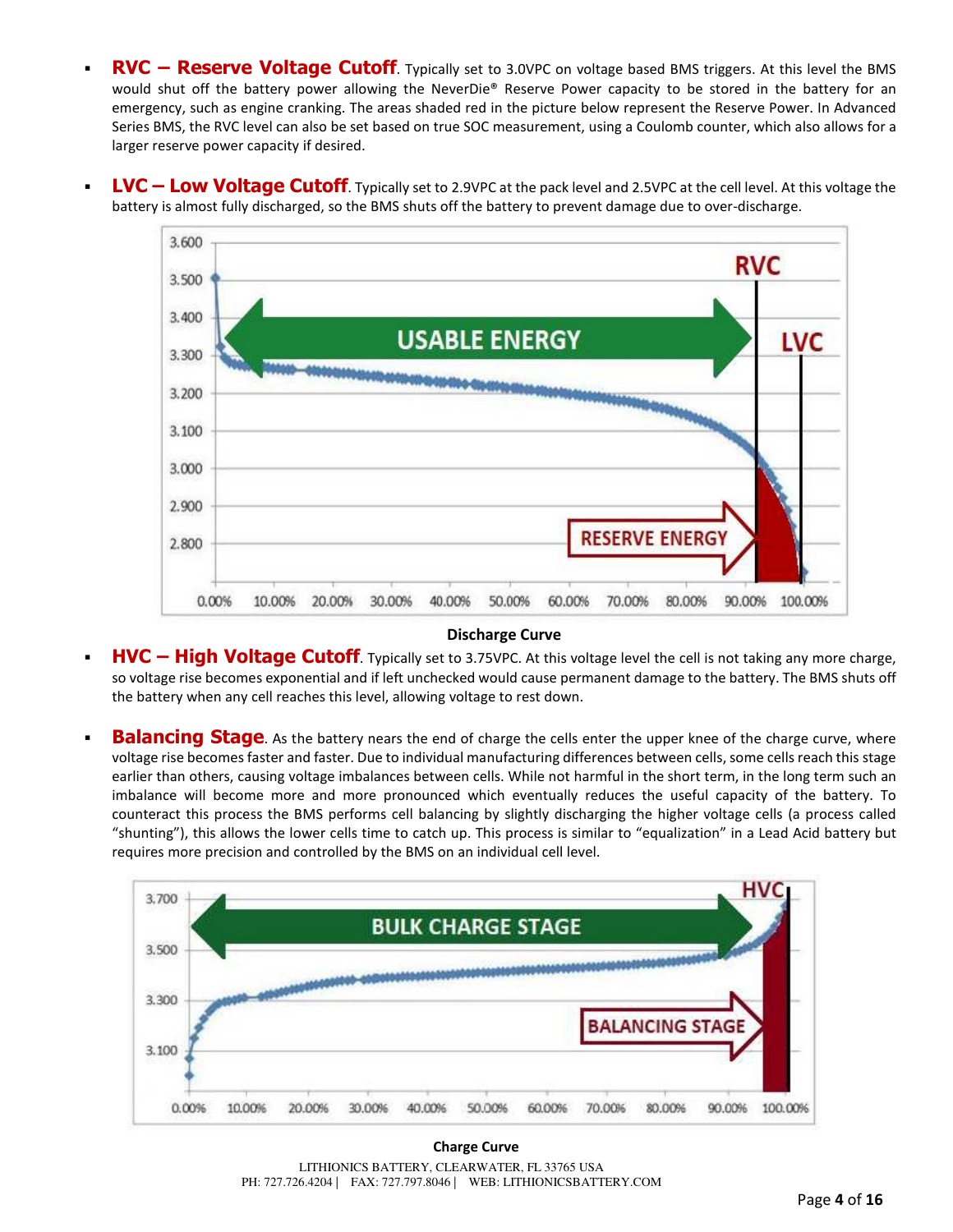- **RVC – Reserve Voltage Cutoff**. Typically set to 3.0VPC on voltage based BMS triggers. At this level the BMS would shut off the battery power allowing the NeverDie® Reserve Power capacity to be stored in the battery for an emergency, such as engine cranking. The areas shaded red in the picture below represent the Reserve Power. In Advanced Series BMS, the RVC level can also be set based on true SOC measurement, using a Coulomb counter, which also allows for a larger reserve power capacity if desired.

- **LVC – Low Voltage Cutoff**. Typically set to 2.9VPC at the pack level and 2.5VPC at the cell level. At this voltage the battery is almost fully discharged, so the BMS shuts off the battery to prevent damage due to over-discharge.

**Discharge Curve**

- **HVC – High Voltage Cutoff**. Typically set to 3.75VPC. At this voltage level the cell is not taking any more charge, so voltage rise becomes exponential and if left unchecked would cause permanent damage to the battery. The BMS shuts off the battery when any cell reaches this level, allowing voltage to rest down.

- **Balancing Stage**. As the battery nears the end of charge the cells enter the upper knee of the charge curve, where voltage rise becomes faster and faster. Due to individual manufacturing differences between cells, some cells reach this stage earlier than others, causing voltage imbalances between cells. While not harmful in the short term, in the long term such an imbalance will become more and more pronounced which eventually reduces the useful capacity of the battery. To counteract this process the BMS performs cell balancing by slightly discharging the higher voltage cells (a process called "shunting"), this allows the lower cells time to catch up. This process is similar to "equalization" in a Lead Acid battery but requires more precision and controlled by the BMS on an individual cell level.

**Charge Curve**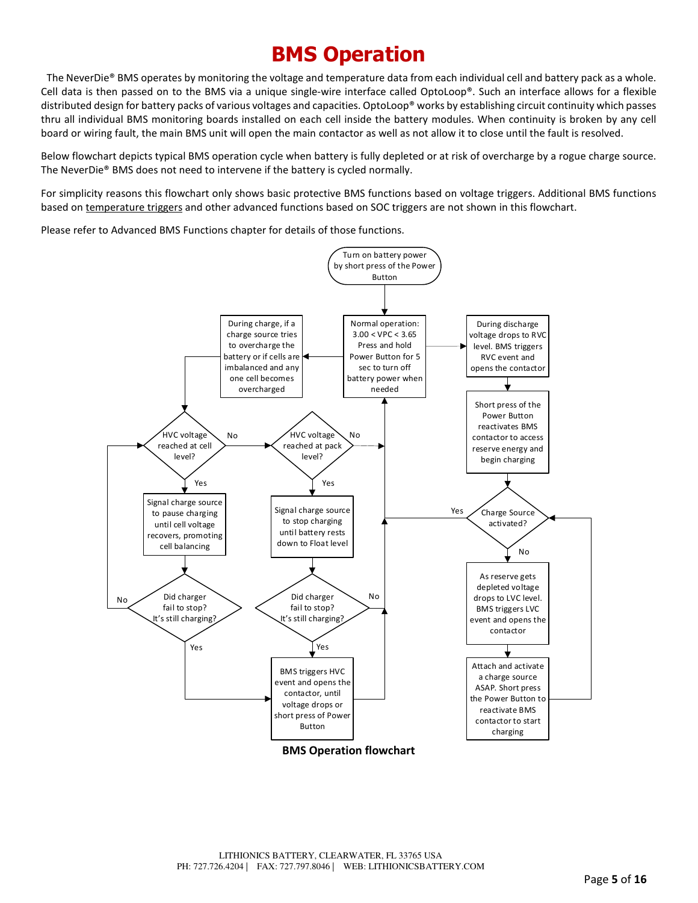# BMS Operation

The NeverDie® BMS operates by monitoring the voltage and temperature data from each individual cell and battery pack as a whole. Cell data is then passed on to the BMS via a unique single-wire interface called OptoLoop®. Such an interface allows for a flexible distributed design for battery packs of various voltages and capacities. OptoLoop® works by establishing circuit continuity which passes thru all individual BMS monitoring boards installed on each cell inside the battery modules. When continuity is broken by any cell board or wiring fault, the main BMS unit will open the main contactor as well as not allow it to close until the fault is resolved.

Below flowchart depicts typical BMS operation cycle when battery is fully depleted or at risk of overcharge by a rogue charge source. The NeverDie® BMS does not need to intervene if the battery is cycled normally.

For simplicity reasons this flowchart only shows basic protective BMS functions based on voltage triggers. Additional BMS functions based on temperature triggers and other advanced functions based on SOC triggers are not shown in this flowchart.

Please refer to Advanced BMS Functions chapter for details of those functions.

- Turn on battery power by short press of the Power Button
- Normal operation: 3.00 < VPC < 3.65. Press and hold Power Button for 5 sec to turn off battery power when needed
- During charge, if a charge source tries to overcharge the battery or if cells are imbalanced and any one cell becomes overcharged
  - HVC voltage reached at cell level?
    - No → HVC voltage reached at pack level?
      - No → Normal operation
      - Yes → Signal charge source to stop charging until battery rests down to Float level
        - Did charger fail to stop? It's still charging?
          - No → Normal operation
          - Yes → BMS triggers HVC event and opens the contactor, until voltage drops or short press of Power Button → Normal operation
    - Yes → Signal charge source to pause charging until cell voltage recovers, promoting cell balancing
      - Did charger fail to stop? It's still charging?
        - No → HVC voltage reached at cell level?
        - Yes → BMS triggers HVC event and opens the contactor, until voltage drops or short press of Power Button
- During discharge voltage drops to RVC level. BMS triggers RVC event and opens the contactor
  - Short press of the Power Button reactivates BMS contactor to access reserve energy and begin charging
    - Charge Source activated?
      - Yes → Normal operation
      - No → As reserve gets depleted voltage drops to LVC level. BMS triggers LVC event and opens the contactor
        - Attach and activate a charge source ASAP. Short press the Power Button to reactivate BMS contactor to start charging → Charge Source activated?

**BMS Operation flowchart**

LITHIONICS BATTERY, CLEARWATER, FL 33765 USA
PH: 727.726.4204 | FAX: 727.797.8046 | WEB: LITHIONICSBATTERY.COM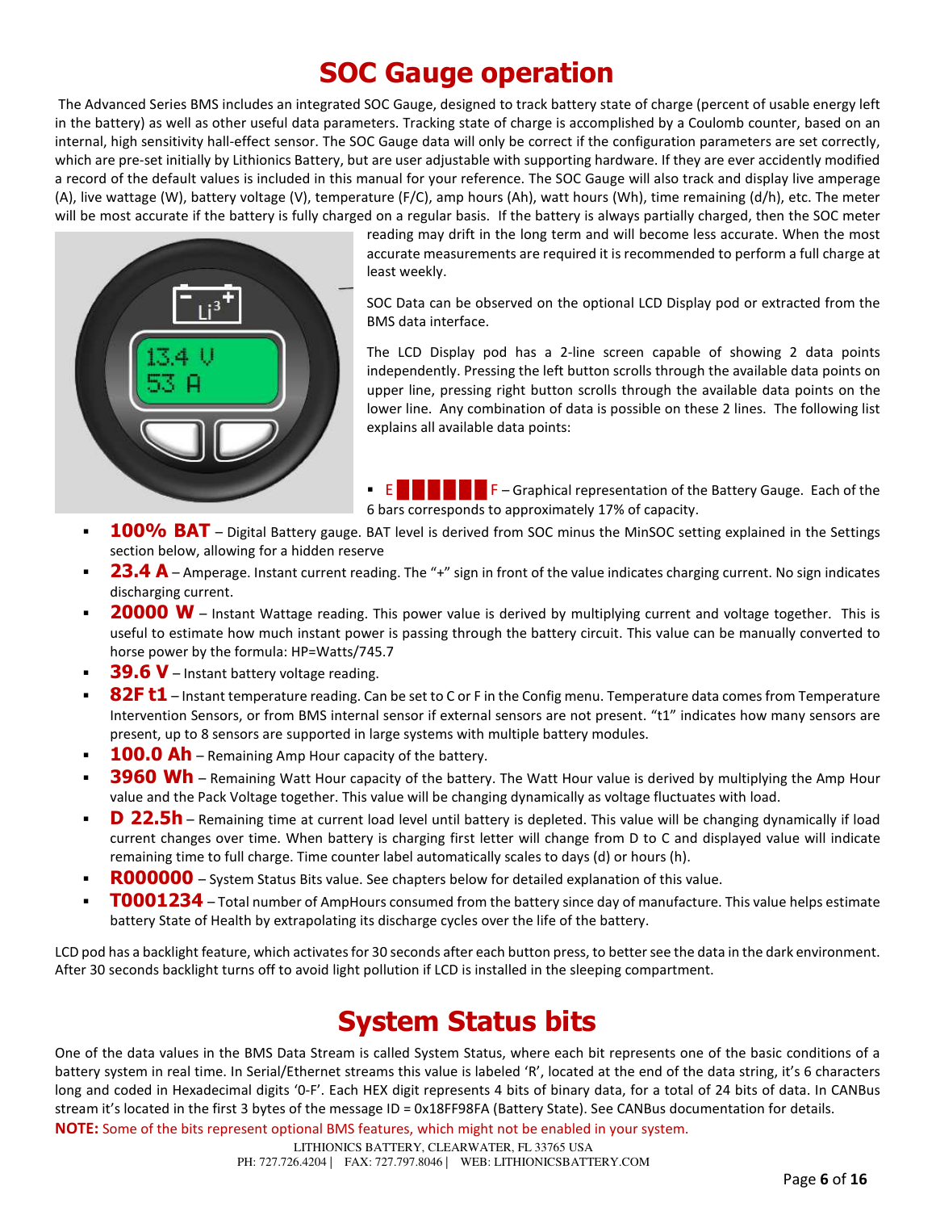# SOC Gauge operation

The Advanced Series BMS includes an integrated SOC Gauge, designed to track battery state of charge (percent of usable energy left in the battery) as well as other useful data parameters. Tracking state of charge is accomplished by a Coulomb counter, based on an internal, high sensitivity hall-effect sensor. The SOC Gauge data will only be correct if the configuration parameters are set correctly, which are pre-set initially by Lithionics Battery, but are user adjustable with supporting hardware. If they are ever accidently modified a record of the default values is included in this manual for your reference. The SOC Gauge will also track and display live amperage (A), live wattage (W), battery voltage (V), temperature (F/C), amp hours (Ah), watt hours (Wh), time remaining (d/h), etc. The meter will be most accurate if the battery is fully charged on a regular basis. If the battery is always partially charged, then the SOC meter reading may drift in the long term and will become less accurate. When the most accurate measurements are required it is recommended to perform a full charge at least weekly.

SOC Data can be observed on the optional LCD Display pod or extracted from the BMS data interface.

The LCD Display pod has a 2-line screen capable of showing 2 data points independently. Pressing the left button scrolls through the available data points on upper line, pressing right button scrolls through the available data points on the lower line. Any combination of data is possible on these 2 lines. The following list explains all available data points:

- **E ██████ F** – Graphical representation of the Battery Gauge. Each of the 6 bars corresponds to approximately 17% of capacity.
- **100% BAT** – Digital Battery gauge. BAT level is derived from SOC minus the MinSOC setting explained in the Settings section below, allowing for a hidden reserve
- **23.4 A** – Amperage. Instant current reading. The "+" sign in front of the value indicates charging current. No sign indicates discharging current.
- **20000 W** – Instant Wattage reading. This power value is derived by multiplying current and voltage together. This is useful to estimate how much instant power is passing through the battery circuit. This value can be manually converted to horse power by the formula: HP=Watts/745.7
- **39.6 V** – Instant battery voltage reading.
- **82F t1** – Instant temperature reading. Can be set to C or F in the Config menu. Temperature data comes from Temperature Intervention Sensors, or from BMS internal sensor if external sensors are not present. "t1" indicates how many sensors are present, up to 8 sensors are supported in large systems with multiple battery modules.
- **100.0 Ah** – Remaining Amp Hour capacity of the battery.
- **3960 Wh** – Remaining Watt Hour capacity of the battery. The Watt Hour value is derived by multiplying the Amp Hour value and the Pack Voltage together. This value will be changing dynamically as voltage fluctuates with load.
- **D 22.5h** – Remaining time at current load level until battery is depleted. This value will be changing dynamically if load current changes over time. When battery is charging first letter will change from D to C and displayed value will indicate remaining time to full charge. Time counter label automatically scales to days (d) or hours (h).
- **R000000** – System Status Bits value. See chapters below for detailed explanation of this value.
- **T0001234** – Total number of AmpHours consumed from the battery since day of manufacture. This value helps estimate battery State of Health by extrapolating its discharge cycles over the life of the battery.

LCD pod has a backlight feature, which activates for 30 seconds after each button press, to better see the data in the dark environment. After 30 seconds backlight turns off to avoid light pollution if LCD is installed in the sleeping compartment.

# System Status bits

One of the data values in the BMS Data Stream is called System Status, where each bit represents one of the basic conditions of a battery system in real time. In Serial/Ethernet streams this value is labeled 'R', located at the end of the data string, it's 6 characters long and coded in Hexadecimal digits '0-F'. Each HEX digit represents 4 bits of binary data, for a total of 24 bits of data. In CANBus stream it's located in the first 3 bytes of the message ID = 0x18FF98FA (Battery State). See CANBus documentation for details.

**NOTE:** Some of the bits represent optional BMS features, which might not be enabled in your system.

LITHIONICS BATTERY, CLEARWATER, FL 33765 USA
PH: 727.726.4204 | FAX: 727.797.8046 | WEB: LITHIONICSBATTERY.COM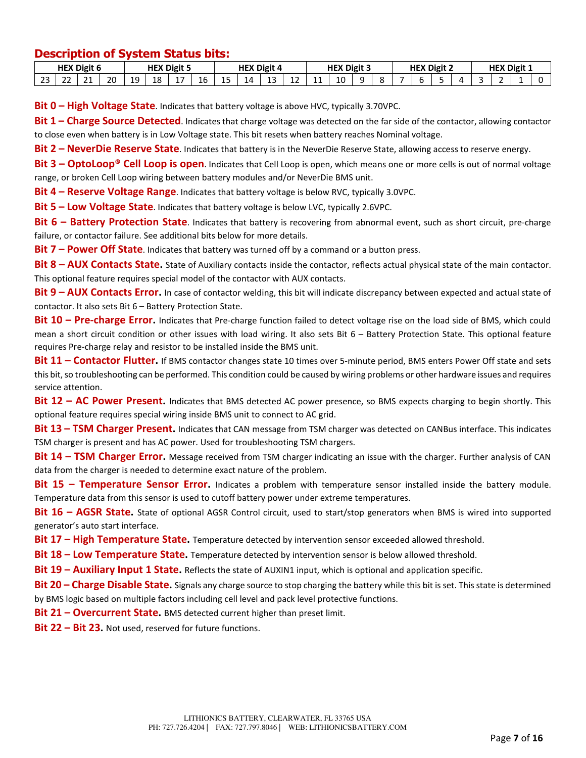## Description of System Status bits:

| HEX Digit 6 | | | | HEX Digit 5 | | | | HEX Digit 4 | | | | HEX Digit 3 | | | | HEX Digit 2 | | | | HEX Digit 1 | | | |
|---|---|---|---|---|---|---|---|---|---|---|---|---|---|---|---|---|---|---|---|---|---|---|---|
| 23 | 22 | 21 | 20 | 19 | 18 | 17 | 16 | 15 | 14 | 13 | 12 | 11 | 10 | 9 | 8 | 7 | 6 | 5 | 4 | 3 | 2 | 1 | 0 |

**Bit 0 – High Voltage State**. Indicates that battery voltage is above HVC, typically 3.70VPC.

**Bit 1 – Charge Source Detected**. Indicates that charge voltage was detected on the far side of the contactor, allowing contactor to close even when battery is in Low Voltage state. This bit resets when battery reaches Nominal voltage.

**Bit 2 – NeverDie Reserve State**. Indicates that battery is in the NeverDie Reserve State, allowing access to reserve energy.

**Bit 3 – OptoLoop® Cell Loop is open**. Indicates that Cell Loop is open, which means one or more cells is out of normal voltage range, or broken Cell Loop wiring between battery modules and/or NeverDie BMS unit.

**Bit 4 – Reserve Voltage Range**. Indicates that battery voltage is below RVC, typically 3.0VPC.

**Bit 5 – Low Voltage State**. Indicates that battery voltage is below LVC, typically 2.6VPC.

**Bit 6 – Battery Protection State**. Indicates that battery is recovering from abnormal event, such as short circuit, pre-charge failure, or contactor failure. See additional bits below for more details.

**Bit 7 – Power Off State**. Indicates that battery was turned off by a command or a button press.

**Bit 8 – AUX Contacts State.** State of Auxiliary contacts inside the contactor, reflects actual physical state of the main contactor. This optional feature requires special model of the contactor with AUX contacts.

**Bit 9 – AUX Contacts Error.** In case of contactor welding, this bit will indicate discrepancy between expected and actual state of contactor. It also sets Bit 6 – Battery Protection State.

**Bit 10 – Pre-charge Error.** Indicates that Pre-charge function failed to detect voltage rise on the load side of BMS, which could mean a short circuit condition or other issues with load wiring. It also sets Bit 6 – Battery Protection State. This optional feature requires Pre-charge relay and resistor to be installed inside the BMS unit.

**Bit 11 – Contactor Flutter.** If BMS contactor changes state 10 times over 5-minute period, BMS enters Power Off state and sets this bit, so troubleshooting can be performed. This condition could be caused by wiring problems or other hardware issues and requires service attention.

**Bit 12 – AC Power Present.** Indicates that BMS detected AC power presence, so BMS expects charging to begin shortly. This optional feature requires special wiring inside BMS unit to connect to AC grid.

**Bit 13 – TSM Charger Present.** Indicates that CAN message from TSM charger was detected on CANBus interface. This indicates TSM charger is present and has AC power. Used for troubleshooting TSM chargers.

**Bit 14 – TSM Charger Error.** Message received from TSM charger indicating an issue with the charger. Further analysis of CAN data from the charger is needed to determine exact nature of the problem.

**Bit 15 – Temperature Sensor Error.** Indicates a problem with temperature sensor installed inside the battery module. Temperature data from this sensor is used to cutoff battery power under extreme temperatures.

**Bit 16 – AGSR State.** State of optional AGSR Control circuit, used to start/stop generators when BMS is wired into supported generator's auto start interface.

**Bit 17 – High Temperature State.** Temperature detected by intervention sensor exceeded allowed threshold.

**Bit 18 – Low Temperature State.** Temperature detected by intervention sensor is below allowed threshold.

**Bit 19 – Auxiliary Input 1 State.** Reflects the state of AUXIN1 input, which is optional and application specific.

**Bit 20 – Charge Disable State.** Signals any charge source to stop charging the battery while this bit is set. This state is determined by BMS logic based on multiple factors including cell level and pack level protective functions.

**Bit 21 – Overcurrent State.** BMS detected current higher than preset limit.

**Bit 22 – Bit 23.** Not used, reserved for future functions.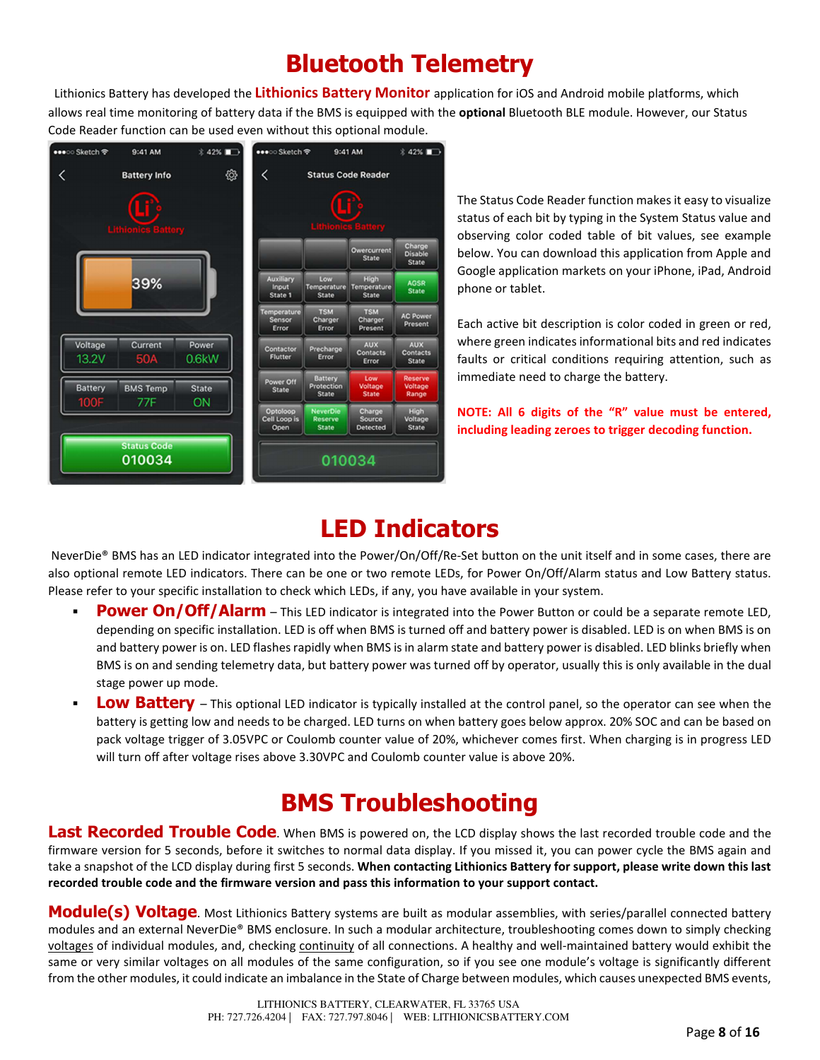# Bluetooth Telemetry

Lithionics Battery has developed the **Lithionics Battery Monitor** application for iOS and Android mobile platforms, which allows real time monitoring of battery data if the BMS is equipped with the **optional** Bluetooth BLE module. However, our Status Code Reader function can be used even without this optional module.

The Status Code Reader function makes it easy to visualize status of each bit by typing in the System Status value and observing color coded table of bit values, see example below. You can download this application from Apple and Google application markets on your iPhone, iPad, Android phone or tablet.

Each active bit description is color coded in green or red, where green indicates informational bits and red indicates faults or critical conditions requiring attention, such as immediate need to charge the battery.

**NOTE: All 6 digits of the "R" value must be entered, including leading zeroes to trigger decoding function.**

# LED Indicators

NeverDie® BMS has an LED indicator integrated into the Power/On/Off/Re-Set button on the unit itself and in some cases, there are also optional remote LED indicators. There can be one or two remote LEDs, for Power On/Off/Alarm status and Low Battery status. Please refer to your specific installation to check which LEDs, if any, you have available in your system.

- **Power On/Off/Alarm** – This LED indicator is integrated into the Power Button or could be a separate remote LED, depending on specific installation. LED is off when BMS is turned off and battery power is disabled. LED is on when BMS is on and battery power is on. LED flashes rapidly when BMS is in alarm state and battery power is disabled. LED blinks briefly when BMS is on and sending telemetry data, but battery power was turned off by operator, usually this is only available in the dual stage power up mode.
- **Low Battery** – This optional LED indicator is typically installed at the control panel, so the operator can see when the battery is getting low and needs to be charged. LED turns on when battery goes below approx. 20% SOC and can be based on pack voltage trigger of 3.05VPC or Coulomb counter value of 20%, whichever comes first. When charging is in progress LED will turn off after voltage rises above 3.30VPC and Coulomb counter value is above 20%.

# BMS Troubleshooting

**Last Recorded Trouble Code**. When BMS is powered on, the LCD display shows the last recorded trouble code and the firmware version for 5 seconds, before it switches to normal data display. If you missed it, you can power cycle the BMS again and take a snapshot of the LCD display during first 5 seconds. **When contacting Lithionics Battery for support, please write down this last recorded trouble code and the firmware version and pass this information to your support contact.**

**Module(s) Voltage**. Most Lithionics Battery systems are built as modular assemblies, with series/parallel connected battery modules and an external NeverDie® BMS enclosure. In such a modular architecture, troubleshooting comes down to simply checking voltages of individual modules, and, checking continuity of all connections. A healthy and well-maintained battery would exhibit the same or very similar voltages on all modules of the same configuration, so if you see one module's voltage is significantly different from the other modules, it could indicate an imbalance in the State of Charge between modules, which causes unexpected BMS events,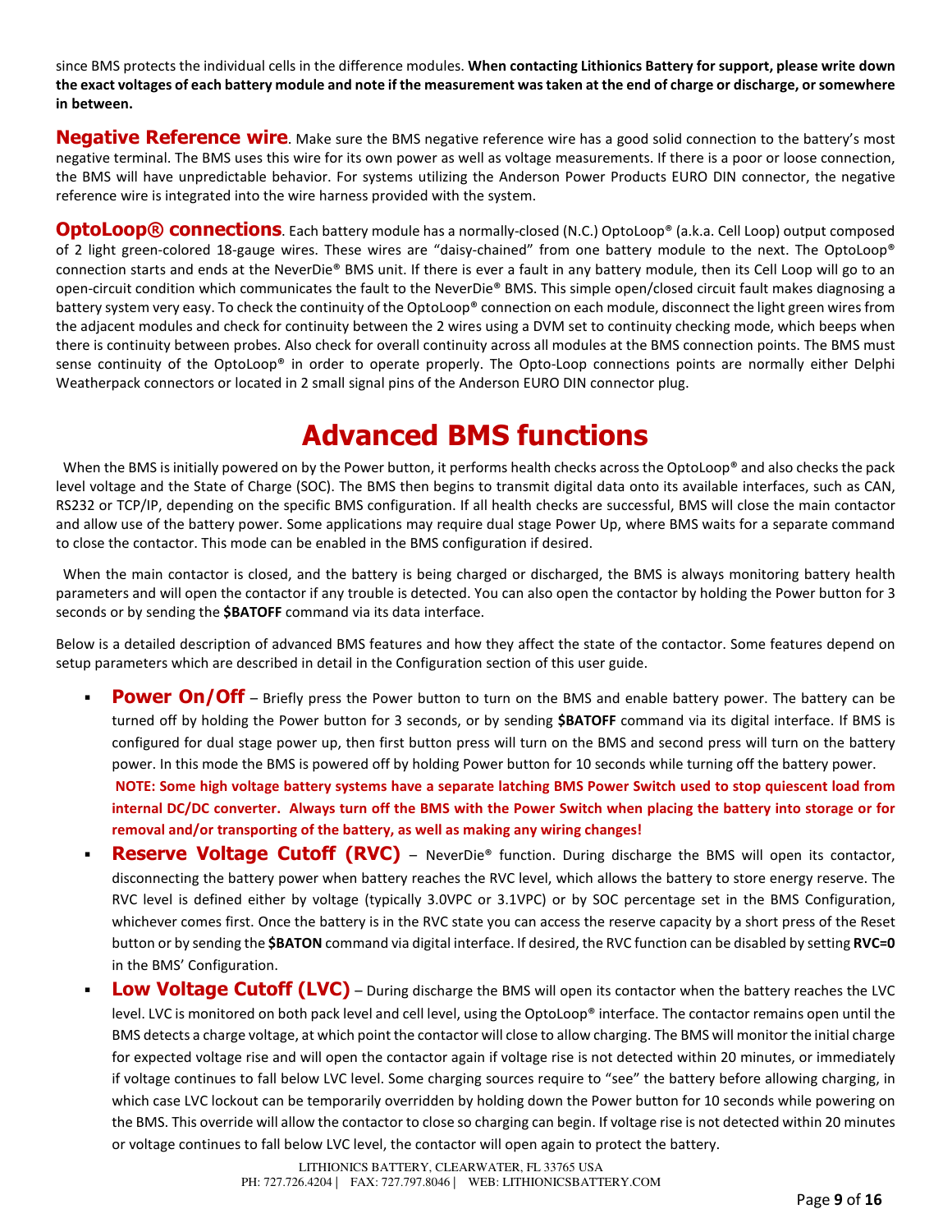since BMS protects the individual cells in the difference modules. **When contacting Lithionics Battery for support, please write down the exact voltages of each battery module and note if the measurement was taken at the end of charge or discharge, or somewhere in between.**

**Negative Reference wire**. Make sure the BMS negative reference wire has a good solid connection to the battery's most negative terminal. The BMS uses this wire for its own power as well as voltage measurements. If there is a poor or loose connection, the BMS will have unpredictable behavior. For systems utilizing the Anderson Power Products EURO DIN connector, the negative reference wire is integrated into the wire harness provided with the system.

**OptoLoop® connections**. Each battery module has a normally-closed (N.C.) OptoLoop® (a.k.a. Cell Loop) output composed of 2 light green-colored 18-gauge wires. These wires are "daisy-chained" from one battery module to the next. The OptoLoop® connection starts and ends at the NeverDie® BMS unit. If there is ever a fault in any battery module, then its Cell Loop will go to an open-circuit condition which communicates the fault to the NeverDie® BMS. This simple open/closed circuit fault makes diagnosing a battery system very easy. To check the continuity of the OptoLoop® connection on each module, disconnect the light green wires from the adjacent modules and check for continuity between the 2 wires using a DVM set to continuity checking mode, which beeps when there is continuity between probes. Also check for overall continuity across all modules at the BMS connection points. The BMS must sense continuity of the OptoLoop® in order to operate properly. The Opto-Loop connections points are normally either Delphi Weatherpack connectors or located in 2 small signal pins of the Anderson EURO DIN connector plug.

# Advanced BMS functions

When the BMS is initially powered on by the Power button, it performs health checks across the OptoLoop® and also checks the pack level voltage and the State of Charge (SOC). The BMS then begins to transmit digital data onto its available interfaces, such as CAN, RS232 or TCP/IP, depending on the specific BMS configuration. If all health checks are successful, BMS will close the main contactor and allow use of the battery power. Some applications may require dual stage Power Up, where BMS waits for a separate command to close the contactor. This mode can be enabled in the BMS configuration if desired.

When the main contactor is closed, and the battery is being charged or discharged, the BMS is always monitoring battery health parameters and will open the contactor if any trouble is detected. You can also open the contactor by holding the Power button for 3 seconds or by sending the **$BATOFF** command via its data interface.

Below is a detailed description of advanced BMS features and how they affect the state of the contactor. Some features depend on setup parameters which are described in detail in the Configuration section of this user guide.

- **Power On/Off** – Briefly press the Power button to turn on the BMS and enable battery power. The battery can be turned off by holding the Power button for 3 seconds, or by sending **$BATOFF** command via its digital interface. If BMS is configured for dual stage power up, then first button press will turn on the BMS and second press will turn on the battery power. In this mode the BMS is powered off by holding Power button for 10 seconds while turning off the battery power.
  **NOTE: Some high voltage battery systems have a separate latching BMS Power Switch used to stop quiescent load from internal DC/DC converter. Always turn off the BMS with the Power Switch when placing the battery into storage or for removal and/or transporting of the battery, as well as making any wiring changes!**
- **Reserve Voltage Cutoff (RVC)** – NeverDie® function. During discharge the BMS will open its contactor, disconnecting the battery power when battery reaches the RVC level, which allows the battery to store energy reserve. The RVC level is defined either by voltage (typically 3.0VPC or 3.1VPC) or by SOC percentage set in the BMS Configuration, whichever comes first. Once the battery is in the RVC state you can access the reserve capacity by a short press of the Reset button or by sending the **$BATON** command via digital interface. If desired, the RVC function can be disabled by setting **RVC=0** in the BMS' Configuration.
- **Low Voltage Cutoff (LVC)** – During discharge the BMS will open its contactor when the battery reaches the LVC level. LVC is monitored on both pack level and cell level, using the OptoLoop® interface. The contactor remains open until the BMS detects a charge voltage, at which point the contactor will close to allow charging. The BMS will monitor the initial charge for expected voltage rise and will open the contactor again if voltage rise is not detected within 20 minutes, or immediately if voltage continues to fall below LVC level. Some charging sources require to "see" the battery before allowing charging, in which case LVC lockout can be temporarily overridden by holding down the Power button for 10 seconds while powering on the BMS. This override will allow the contactor to close so charging can begin. If voltage rise is not detected within 20 minutes or voltage continues to fall below LVC level, the contactor will open again to protect the battery.

LITHIONICS BATTERY, CLEARWATER, FL 33765 USA
PH: 727.726.4204 | FAX: 727.797.8046 | WEB: LITHIONICSBATTERY.COM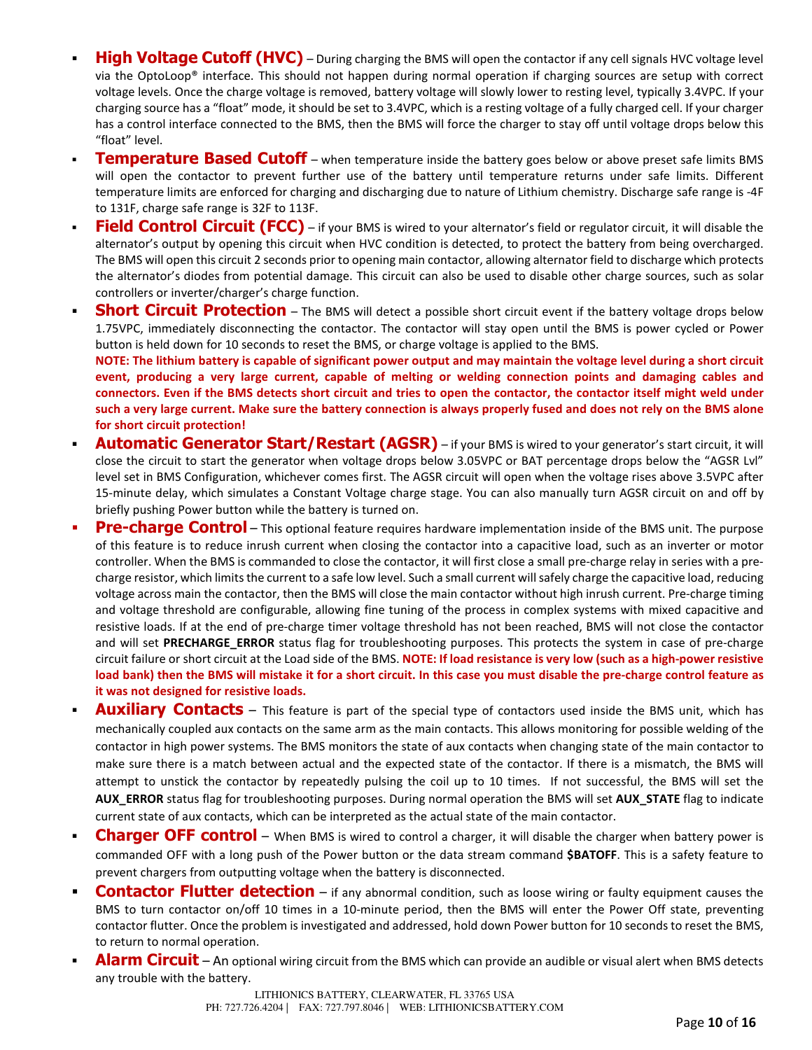- **High Voltage Cutoff (HVC)** – During charging the BMS will open the contactor if any cell signals HVC voltage level via the OptoLoop® interface. This should not happen during normal operation if charging sources are setup with correct voltage levels. Once the charge voltage is removed, battery voltage will slowly lower to resting level, typically 3.4VPC. If your charging source has a "float" mode, it should be set to 3.4VPC, which is a resting voltage of a fully charged cell. If your charger has a control interface connected to the BMS, then the BMS will force the charger to stay off until voltage drops below this "float" level.
- **Temperature Based Cutoff** – when temperature inside the battery goes below or above preset safe limits BMS will open the contactor to prevent further use of the battery until temperature returns under safe limits. Different temperature limits are enforced for charging and discharging due to nature of Lithium chemistry. Discharge safe range is -4F to 131F, charge safe range is 32F to 113F.
- **Field Control Circuit (FCC)** – if your BMS is wired to your alternator's field or regulator circuit, it will disable the alternator's output by opening this circuit when HVC condition is detected, to protect the battery from being overcharged. The BMS will open this circuit 2 seconds prior to opening main contactor, allowing alternator field to discharge which protects the alternator's diodes from potential damage. This circuit can also be used to disable other charge sources, such as solar controllers or inverter/charger's charge function.
- **Short Circuit Protection** – The BMS will detect a possible short circuit event if the battery voltage drops below 1.75VPC, immediately disconnecting the contactor. The contactor will stay open until the BMS is power cycled or Power button is held down for 10 seconds to reset the BMS, or charge voltage is applied to the BMS.
  **NOTE: The lithium battery is capable of significant power output and may maintain the voltage level during a short circuit event, producing a very large current, capable of melting or welding connection points and damaging cables and connectors. Even if the BMS detects short circuit and tries to open the contactor, the contactor itself might weld under such a very large current. Make sure the battery connection is always properly fused and does not rely on the BMS alone for short circuit protection!**
- **Automatic Generator Start/Restart (AGSR)** – if your BMS is wired to your generator's start circuit, it will close the circuit to start the generator when voltage drops below 3.05VPC or BAT percentage drops below the "AGSR Lvl" level set in BMS Configuration, whichever comes first. The AGSR circuit will open when the voltage rises above 3.5VPC after 15-minute delay, which simulates a Constant Voltage charge stage. You can also manually turn AGSR circuit on and off by briefly pushing Power button while the battery is turned on.
- **Pre-charge Control** – This optional feature requires hardware implementation inside of the BMS unit. The purpose of this feature is to reduce inrush current when closing the contactor into a capacitive load, such as an inverter or motor controller. When the BMS is commanded to close the contactor, it will first close a small pre-charge relay in series with a pre-charge resistor, which limits the current to a safe low level. Such a small current will safely charge the capacitive load, reducing voltage across main the contactor, then the BMS will close the main contactor without high inrush current. Pre-charge timing and voltage threshold are configurable, allowing fine tuning of the process in complex systems with mixed capacitive and resistive loads. If at the end of pre-charge timer voltage threshold has not been reached, BMS will not close the contactor and will set **PRECHARGE_ERROR** status flag for troubleshooting purposes. This protects the system in case of pre-charge circuit failure or short circuit at the Load side of the BMS. **NOTE: If load resistance is very low (such as a high-power resistive load bank) then the BMS will mistake it for a short circuit. In this case you must disable the pre-charge control feature as it was not designed for resistive loads.**
- **Auxiliary Contacts** – This feature is part of the special type of contactors used inside the BMS unit, which has mechanically coupled aux contacts on the same arm as the main contacts. This allows monitoring for possible welding of the contactor in high power systems. The BMS monitors the state of aux contacts when changing state of the main contactor to make sure there is a match between actual and the expected state of the contactor. If there is a mismatch, the BMS will attempt to unstick the contactor by repeatedly pulsing the coil up to 10 times. If not successful, the BMS will set the **AUX_ERROR** status flag for troubleshooting purposes. During normal operation the BMS will set **AUX_STATE** flag to indicate current state of aux contacts, which can be interpreted as the actual state of the main contactor.
- **Charger OFF control** – When BMS is wired to control a charger, it will disable the charger when battery power is commanded OFF with a long push of the Power button or the data stream command **$BATOFF**. This is a safety feature to prevent chargers from outputting voltage when the battery is disconnected.
- **Contactor Flutter detection** – if any abnormal condition, such as loose wiring or faulty equipment causes the BMS to turn contactor on/off 10 times in a 10-minute period, then the BMS will enter the Power Off state, preventing contactor flutter. Once the problem is investigated and addressed, hold down Power button for 10 seconds to reset the BMS, to return to normal operation.
- **Alarm Circuit** – An optional wiring circuit from the BMS which can provide an audible or visual alert when BMS detects any trouble with the battery.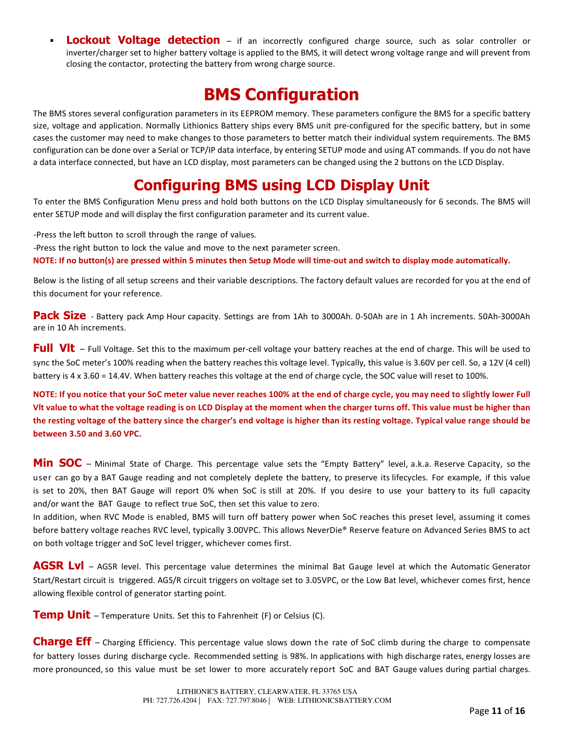- **Lockout Voltage detection** – if an incorrectly configured charge source, such as solar controller or inverter/charger set to higher battery voltage is applied to the BMS, it will detect wrong voltage range and will prevent from closing the contactor, protecting the battery from wrong charge source.

# BMS Configuration

The BMS stores several configuration parameters in its EEPROM memory. These parameters configure the BMS for a specific battery size, voltage and application. Normally Lithionics Battery ships every BMS unit pre-configured for the specific battery, but in some cases the customer may need to make changes to those parameters to better match their individual system requirements. The BMS configuration can be done over a Serial or TCP/IP data interface, by entering SETUP mode and using AT commands. If you do not have a data interface connected, but have an LCD display, most parameters can be changed using the 2 buttons on the LCD Display.

# Configuring BMS using LCD Display Unit

To enter the BMS Configuration Menu press and hold both buttons on the LCD Display simultaneously for 6 seconds. The BMS will enter SETUP mode and will display the first configuration parameter and its current value.

-Press the left button to scroll through the range of values.
-Press the right button to lock the value and move to the next parameter screen.
**NOTE: If no button(s) are pressed within 5 minutes then Setup Mode will time-out and switch to display mode automatically.**

Below is the listing of all setup screens and their variable descriptions. The factory default values are recorded for you at the end of this document for your reference.

**Pack Size** - Battery pack Amp Hour capacity. Settings are from 1Ah to 3000Ah. 0-50Ah are in 1 Ah increments. 50Ah-3000Ah are in 10 Ah increments.

**Full Vlt** – Full Voltage. Set this to the maximum per-cell voltage your battery reaches at the end of charge. This will be used to sync the SoC meter's 100% reading when the battery reaches this voltage level. Typically, this value is 3.60V per cell. So, a 12V (4 cell) battery is 4 x 3.60 = 14.4V. When battery reaches this voltage at the end of charge cycle, the SOC value will reset to 100%.

**NOTE: If you notice that your SoC meter value never reaches 100% at the end of charge cycle, you may need to slightly lower Full Vlt value to what the voltage reading is on LCD Display at the moment when the charger turns off. This value must be higher than the resting voltage of the battery since the charger's end voltage is higher than its resting voltage. Typical value range should be between 3.50 and 3.60 VPC.**

**Min SOC** – Minimal State of Charge. This percentage value sets the "Empty Battery" level, a.k.a. Reserve Capacity, so the user can go by a BAT Gauge reading and not completely deplete the battery, to preserve its lifecycles. For example, if this value is set to 20%, then BAT Gauge will report 0% when SoC is still at 20%. If you desire to use your battery to its full capacity and/or want the BAT Gauge to reflect true SoC, then set this value to zero.
In addition, when RVC Mode is enabled, BMS will turn off battery power when SoC reaches this preset level, assuming it comes before battery voltage reaches RVC level, typically 3.00VPC. This allows NeverDie® Reserve feature on Advanced Series BMS to act on both voltage trigger and SoC level trigger, whichever comes first.

**AGSR Lvl** – AGSR level. This percentage value determines the minimal Bat Gauge level at which the Automatic Generator Start/Restart circuit is triggered. AGS/R circuit triggers on voltage set to 3.05VPC, or the Low Bat level, whichever comes first, hence allowing flexible control of generator starting point.

**Temp Unit** – Temperature Units. Set this to Fahrenheit (F) or Celsius (C).

**Charge Eff** – Charging Efficiency. This percentage value slows down the rate of SoC climb during the charge to compensate for battery losses during discharge cycle. Recommended setting is 98%. In applications with high discharge rates, energy losses are more pronounced, so this value must be set lower to more accurately report SoC and BAT Gauge values during partial charges.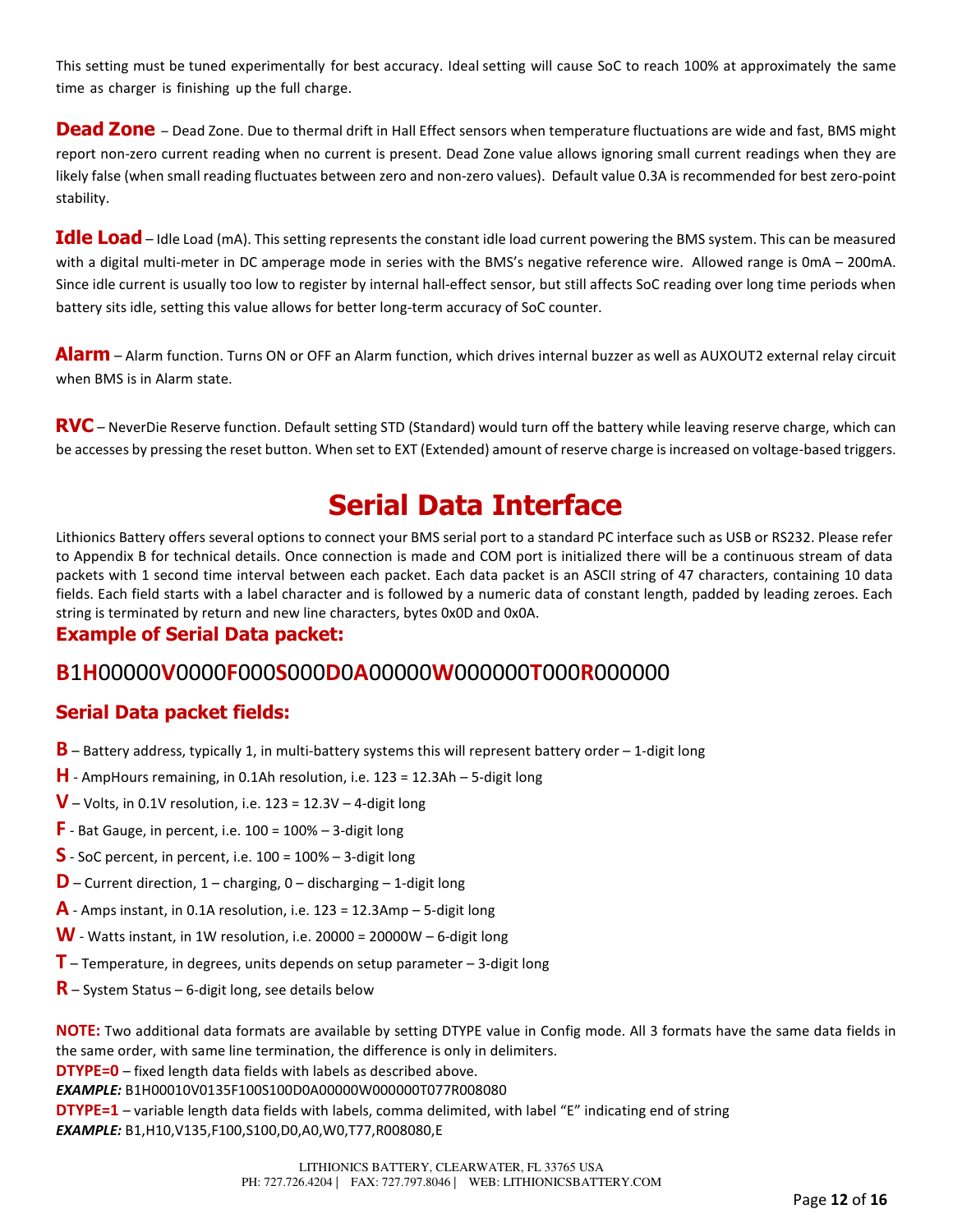This setting must be tuned experimentally for best accuracy. Ideal setting will cause SoC to reach 100% at approximately the same time as charger is finishing up the full charge.

**Dead Zone** – Dead Zone. Due to thermal drift in Hall Effect sensors when temperature fluctuations are wide and fast, BMS might report non-zero current reading when no current is present. Dead Zone value allows ignoring small current readings when they are likely false (when small reading fluctuates between zero and non-zero values). Default value 0.3A is recommended for best zero-point stability.

**Idle Load** – Idle Load (mA). This setting represents the constant idle load current powering the BMS system. This can be measured with a digital multi-meter in DC amperage mode in series with the BMS's negative reference wire. Allowed range is 0mA – 200mA. Since idle current is usually too low to register by internal hall-effect sensor, but still affects SoC reading over long time periods when battery sits idle, setting this value allows for better long-term accuracy of SoC counter.

**Alarm** – Alarm function. Turns ON or OFF an Alarm function, which drives internal buzzer as well as AUXOUT2 external relay circuit when BMS is in Alarm state.

**RVC** – NeverDie Reserve function. Default setting STD (Standard) would turn off the battery while leaving reserve charge, which can be accesses by pressing the reset button. When set to EXT (Extended) amount of reserve charge is increased on voltage-based triggers.

# Serial Data Interface

Lithionics Battery offers several options to connect your BMS serial port to a standard PC interface such as USB or RS232. Please refer to Appendix B for technical details. Once connection is made and COM port is initialized there will be a continuous stream of data packets with 1 second time interval between each packet. Each data packet is an ASCII string of 47 characters, containing 10 data fields. Each field starts with a label character and is followed by a numeric data of constant length, padded by leading zeroes. Each string is terminated by return and new line characters, bytes 0x0D and 0x0A.

## Example of Serial Data packet:

**B**1**H**00000**V**0000**F**000**S**000**D**0**A**00000**W**000000**T**000**R**000000

## Serial Data packet fields:

**B** – Battery address, typically 1, in multi-battery systems this will represent battery order – 1-digit long

**H** - AmpHours remaining, in 0.1Ah resolution, i.e. 123 = 12.3Ah – 5-digit long

**V** – Volts, in 0.1V resolution, i.e. 123 = 12.3V – 4-digit long

**F** - Bat Gauge, in percent, i.e. 100 = 100% – 3-digit long

**S** - SoC percent, in percent, i.e. 100 = 100% – 3-digit long

**D** – Current direction, 1 – charging, 0 – discharging – 1-digit long

**A** - Amps instant, in 0.1A resolution, i.e. 123 = 12.3Amp – 5-digit long

**W** - Watts instant, in 1W resolution, i.e. 20000 = 20000W – 6-digit long

**T** – Temperature, in degrees, units depends on setup parameter – 3-digit long

**R** – System Status – 6-digit long, see details below

**NOTE:** Two additional data formats are available by setting DTYPE value in Config mode. All 3 formats have the same data fields in the same order, with same line termination, the difference is only in delimiters.

**DTYPE=0** – fixed length data fields with labels as described above.

***EXAMPLE:*** B1H00010V0135F100S100D0A00000W000000T077R008080

**DTYPE=1** – variable length data fields with labels, comma delimited, with label "E" indicating end of string

***EXAMPLE:*** B1,H10,V135,F100,S100,D0,A0,W0,T77,R008080,E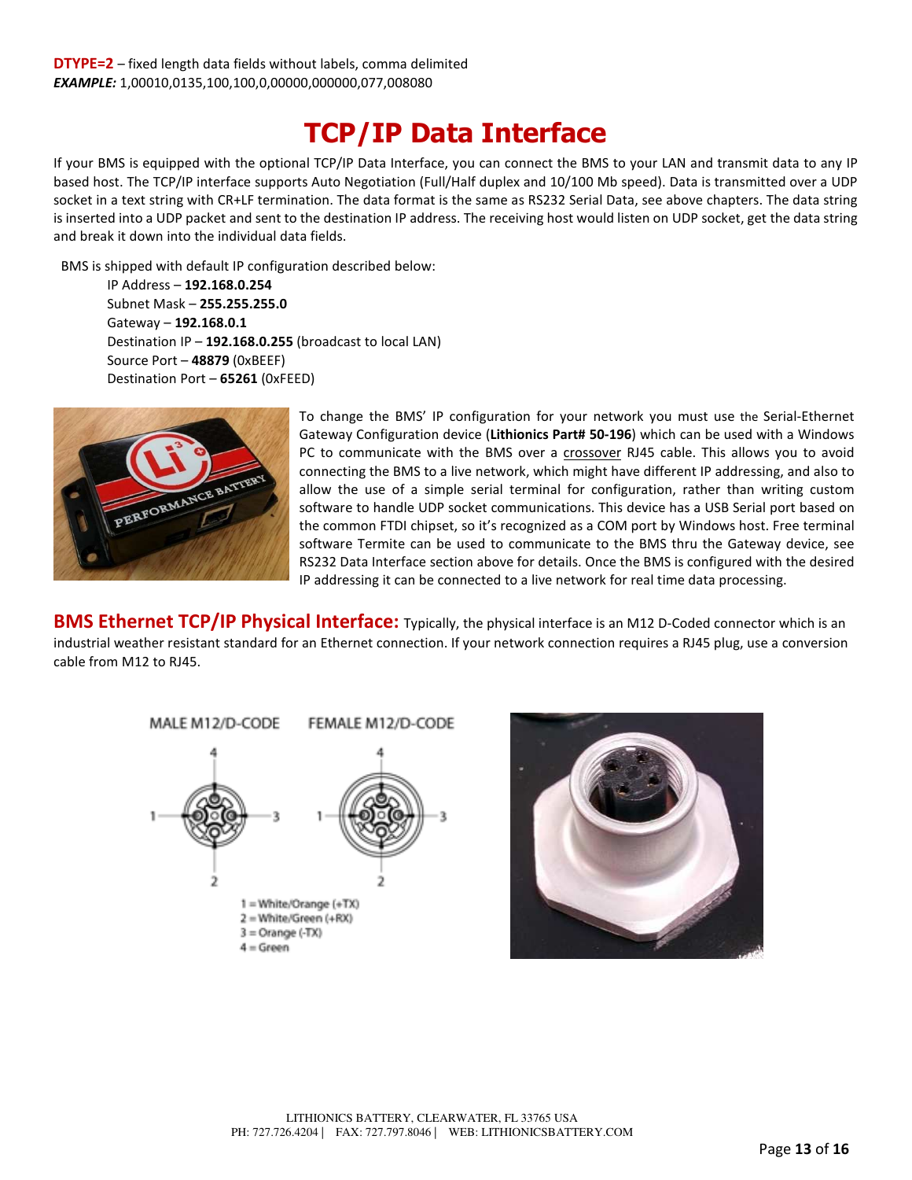**DTYPE=2** – fixed length data fields without labels, comma delimited
***EXAMPLE:*** 1,00010,0135,100,100,0,00000,000000,077,008080

# TCP/IP Data Interface

If your BMS is equipped with the optional TCP/IP Data Interface, you can connect the BMS to your LAN and transmit data to any IP based host. The TCP/IP interface supports Auto Negotiation (Full/Half duplex and 10/100 Mb speed). Data is transmitted over a UDP socket in a text string with CR+LF termination. The data format is the same as RS232 Serial Data, see above chapters. The data string is inserted into a UDP packet and sent to the destination IP address. The receiving host would listen on UDP socket, get the data string and break it down into the individual data fields.

BMS is shipped with default IP configuration described below:

- IP Address – **192.168.0.254**
- Subnet Mask – **255.255.255.0**
- Gateway – **192.168.0.1**
- Destination IP – **192.168.0.255** (broadcast to local LAN)
- Source Port – **48879** (0xBEEF)
- Destination Port – **65261** (0xFEED)

To change the BMS' IP configuration for your network you must use the Serial-Ethernet Gateway Configuration device (**Lithionics Part# 50-196**) which can be used with a Windows PC to communicate with the BMS over a crossover RJ45 cable. This allows you to avoid connecting the BMS to a live network, which might have different IP addressing, and also to allow the use of a simple serial terminal for configuration, rather than writing custom software to handle UDP socket communications. This device has a USB Serial port based on the common FTDI chipset, so it's recognized as a COM port by Windows host. Free terminal software Termite can be used to communicate to the BMS thru the Gateway device, see RS232 Data Interface section above for details. Once the BMS is configured with the desired IP addressing it can be connected to a live network for real time data processing.

## BMS Ethernet TCP/IP Physical Interface:

Typically, the physical interface is an M12 D-Coded connector which is an industrial weather resistant standard for an Ethernet connection. If your network connection requires a RJ45 plug, use a conversion cable from M12 to RJ45.

MALE M12/D-CODE &nbsp;&nbsp;&nbsp; FEMALE M12/D-CODE

1 = White/Orange (+TX)
2 = White/Green (+RX)
3 = Orange (-TX)
4 = Green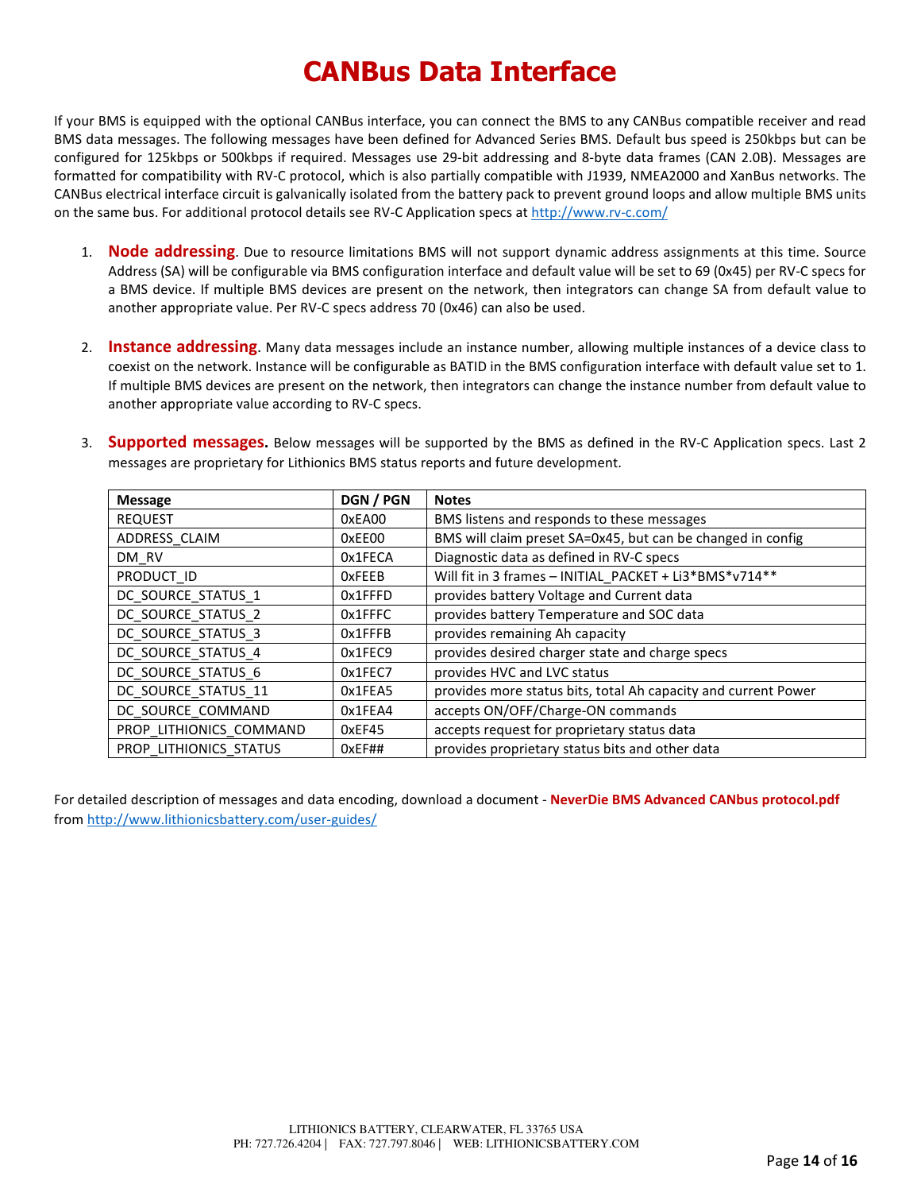# CANBus Data Interface

If your BMS is equipped with the optional CANBus interface, you can connect the BMS to any CANBus compatible receiver and read BMS data messages. The following messages have been defined for Advanced Series BMS. Default bus speed is 250kbps but can be configured for 125kbps or 500kbps if required. Messages use 29-bit addressing and 8-byte data frames (CAN 2.0B). Messages are formatted for compatibility with RV-C protocol, which is also partially compatible with J1939, NMEA2000 and XanBus networks. The CANBus electrical interface circuit is galvanically isolated from the battery pack to prevent ground loops and allow multiple BMS units on the same bus. For additional protocol details see RV-C Application specs at http://www.rv-c.com/

1. **Node addressing**. Due to resource limitations BMS will not support dynamic address assignments at this time. Source Address (SA) will be configurable via BMS configuration interface and default value will be set to 69 (0x45) per RV-C specs for a BMS device. If multiple BMS devices are present on the network, then integrators can change SA from default value to another appropriate value. Per RV-C specs address 70 (0x46) can also be used.

2. **Instance addressing**. Many data messages include an instance number, allowing multiple instances of a device class to coexist on the network. Instance will be configurable as BATID in the BMS configuration interface with default value set to 1. If multiple BMS devices are present on the network, then integrators can change the instance number from default value to another appropriate value according to RV-C specs.

3. **Supported messages.** Below messages will be supported by the BMS as defined in the RV-C Application specs. Last 2 messages are proprietary for Lithionics BMS status reports and future development.

| Message | DGN / PGN | Notes |
|---|---|---|
| REQUEST | 0xEA00 | BMS listens and responds to these messages |
| ADDRESS_CLAIM | 0xEE00 | BMS will claim preset SA=0x45, but can be changed in config |
| DM_RV | 0x1FECA | Diagnostic data as defined in RV-C specs |
| PRODUCT_ID | 0xFEEB | Will fit in 3 frames – INITIAL_PACKET + Li3*BMS*v714** |
| DC_SOURCE_STATUS_1 | 0x1FFFD | provides battery Voltage and Current data |
| DC_SOURCE_STATUS_2 | 0x1FFFC | provides battery Temperature and SOC data |
| DC_SOURCE_STATUS_3 | 0x1FFFB | provides remaining Ah capacity |
| DC_SOURCE_STATUS_4 | 0x1FEC9 | provides desired charger state and charge specs |
| DC_SOURCE_STATUS_6 | 0x1FEC7 | provides HVC and LVC status |
| DC_SOURCE_STATUS_11 | 0x1FEA5 | provides more status bits, total Ah capacity and current Power |
| DC_SOURCE_COMMAND | 0x1FEA4 | accepts ON/OFF/Charge-ON commands |
| PROP_LITHIONICS_COMMAND | 0xEF45 | accepts request for proprietary status data |
| PROP_LITHIONICS_STATUS | 0xEF## | provides proprietary status bits and other data |

For detailed description of messages and data encoding, download a document - **NeverDie BMS Advanced CANbus protocol.pdf** from http://www.lithionicsbattery.com/user-guides/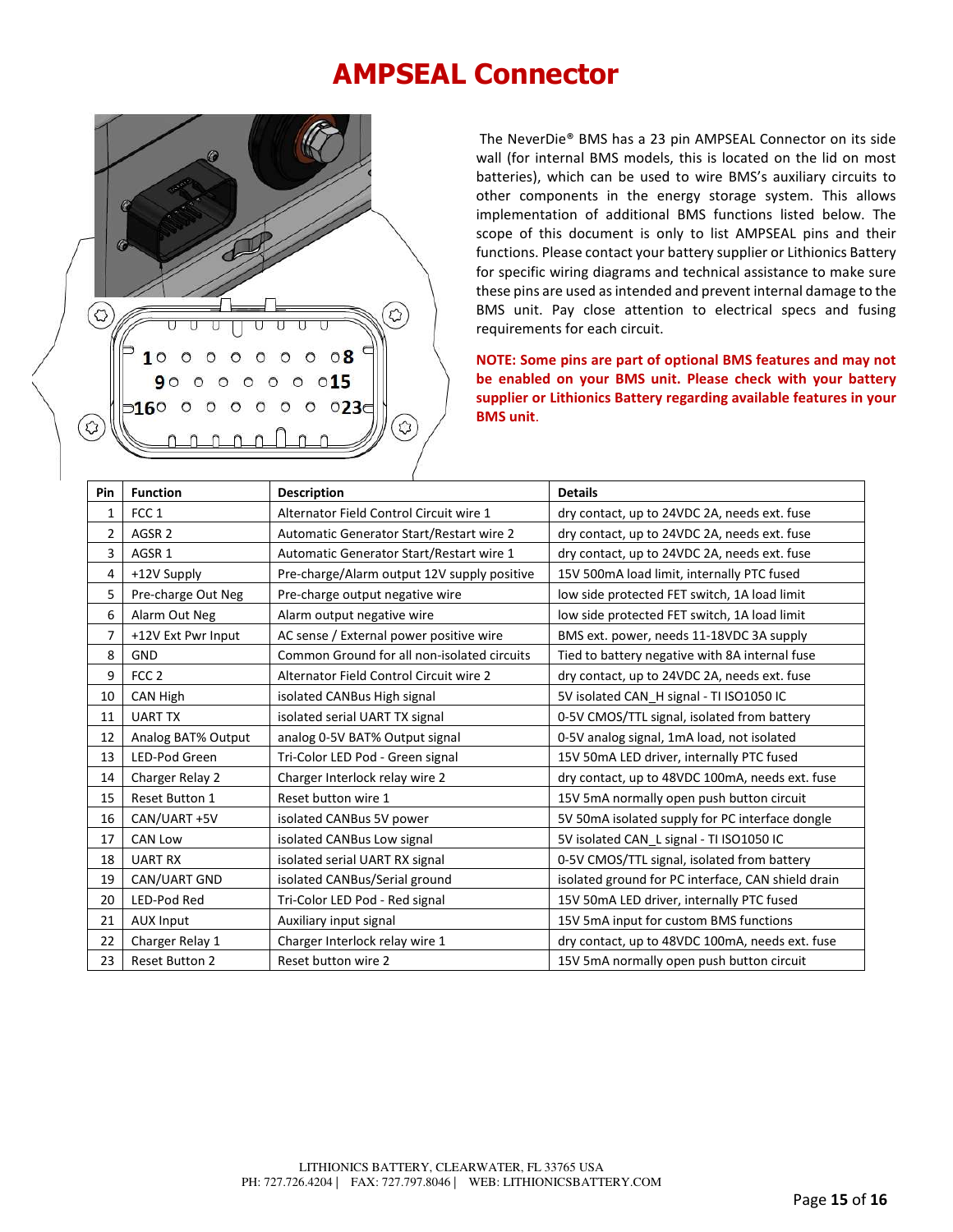# AMPSEAL Connector

The NeverDie® BMS has a 23 pin AMPSEAL Connector on its side wall (for internal BMS models, this is located on the lid on most batteries), which can be used to wire BMS's auxiliary circuits to other components in the energy storage system. This allows implementation of additional BMS functions listed below. The scope of this document is only to list AMPSEAL pins and their functions. Please contact your battery supplier or Lithionics Battery for specific wiring diagrams and technical assistance to make sure these pins are used as intended and prevent internal damage to the BMS unit. Pay close attention to electrical specs and fusing requirements for each circuit.

**NOTE: Some pins are part of optional BMS features and may not be enabled on your BMS unit. Please check with your battery supplier or Lithionics Battery regarding available features in your BMS unit.**

| Pin | Function | Description | Details |
|---|---|---|---|
| 1 | FCC 1 | Alternator Field Control Circuit wire 1 | dry contact, up to 24VDC 2A, needs ext. fuse |
| 2 | AGSR 2 | Automatic Generator Start/Restart wire 2 | dry contact, up to 24VDC 2A, needs ext. fuse |
| 3 | AGSR 1 | Automatic Generator Start/Restart wire 1 | dry contact, up to 24VDC 2A, needs ext. fuse |
| 4 | +12V Supply | Pre-charge/Alarm output 12V supply positive | 15V 500mA load limit, internally PTC fused |
| 5 | Pre-charge Out Neg | Pre-charge output negative wire | low side protected FET switch, 1A load limit |
| 6 | Alarm Out Neg | Alarm output negative wire | low side protected FET switch, 1A load limit |
| 7 | +12V Ext Pwr Input | AC sense / External power positive wire | BMS ext. power, needs 11-18VDC 3A supply |
| 8 | GND | Common Ground for all non-isolated circuits | Tied to battery negative with 8A internal fuse |
| 9 | FCC 2 | Alternator Field Control Circuit wire 2 | dry contact, up to 24VDC 2A, needs ext. fuse |
| 10 | CAN High | isolated CANBus High signal | 5V isolated CAN_H signal - TI ISO1050 IC |
| 11 | UART TX | isolated serial UART TX signal | 0-5V CMOS/TTL signal, isolated from battery |
| 12 | Analog BAT% Output | analog 0-5V BAT% Output signal | 0-5V analog signal, 1mA load, not isolated |
| 13 | LED-Pod Green | Tri-Color LED Pod - Green signal | 15V 50mA LED driver, internally PTC fused |
| 14 | Charger Relay 2 | Charger Interlock relay wire 2 | dry contact, up to 48VDC 100mA, needs ext. fuse |
| 15 | Reset Button 1 | Reset button wire 1 | 15V 5mA normally open push button circuit |
| 16 | CAN/UART +5V | isolated CANBus 5V power | 5V 50mA isolated supply for PC interface dongle |
| 17 | CAN Low | isolated CANBus Low signal | 5V isolated CAN_L signal - TI ISO1050 IC |
| 18 | UART RX | isolated serial UART RX signal | 0-5V CMOS/TTL signal, isolated from battery |
| 19 | CAN/UART GND | isolated CANBus/Serial ground | isolated ground for PC interface, CAN shield drain |
| 20 | LED-Pod Red | Tri-Color LED Pod - Red signal | 15V 50mA LED driver, internally PTC fused |
| 21 | AUX Input | Auxiliary input signal | 15V 5mA input for custom BMS functions |
| 22 | Charger Relay 1 | Charger Interlock relay wire 1 | dry contact, up to 48VDC 100mA, needs ext. fuse |
| 23 | Reset Button 2 | Reset button wire 2 | 15V 5mA normally open push button circuit |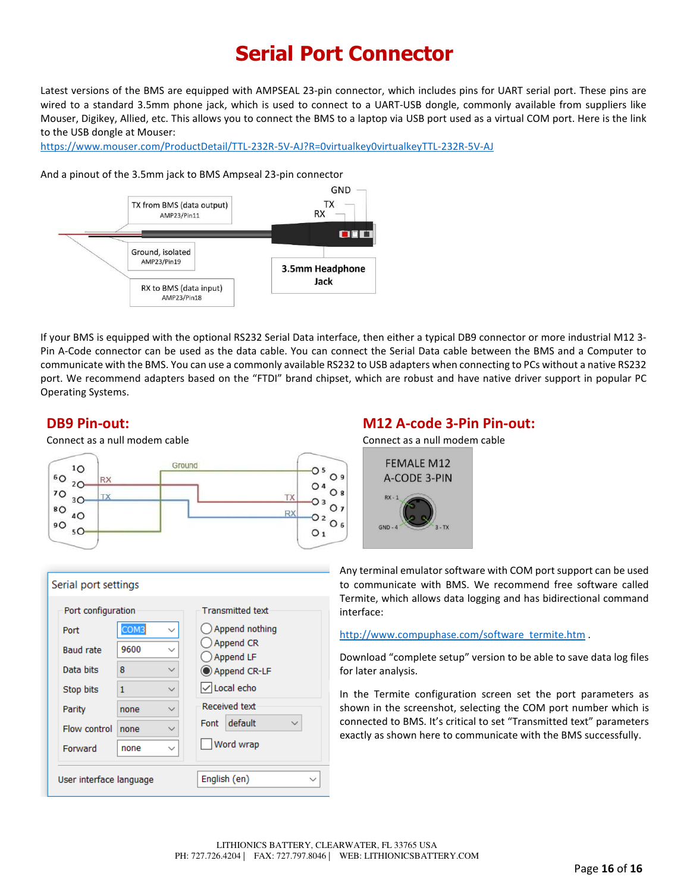# Serial Port Connector

Latest versions of the BMS are equipped with AMPSEAL 23-pin connector, which includes pins for UART serial port. These pins are wired to a standard 3.5mm phone jack, which is used to connect to a UART-USB dongle, commonly available from suppliers like Mouser, Digikey, Allied, etc. This allows you to connect the BMS to a laptop via USB port used as a virtual COM port. Here is the link to the USB dongle at Mouser:
https://www.mouser.com/ProductDetail/TTL-232R-5V-AJ?R=0virtualkey0virtualkeyTTL-232R-5V-AJ

And a pinout of the 3.5mm jack to BMS Ampseal 23-pin connector

TX from BMS (data output)
AMP23/Pin11

Ground, isolated
AMP23/Pin19

RX to BMS (data input)
AMP23/Pin18

GND
TX
RX

3.5mm Headphone Jack

If your BMS is equipped with the optional RS232 Serial Data interface, then either a typical DB9 connector or more industrial M12 3-Pin A-Code connector can be used as the data cable. You can connect the Serial Data cable between the BMS and a Computer to communicate with the BMS. You can use a commonly available RS232 to USB adapters when connecting to PCs without a native RS232 port. We recommend adapters based on the "FTDI" brand chipset, which are robust and have native driver support in popular PC Operating Systems.

## DB9 Pin-out:

Connect as a null modem cable

Ground
RX
TX
TX
RX

## M12 A-code 3-Pin Pin-out:

Connect as a null modem cable

FEMALE M12
A-CODE 3-PIN

RX - 1
GND - 4
3 - TX

Serial port settings

Port configuration
Port: COM3
Baud rate: 9600
Data bits: 8
Stop bits: 1
Parity: none
Flow control: none
Forward: none

Transmitted text
Append nothing
Append CR
Append LF
Append CR-LF (selected)
Local echo (checked)

Received text
Font: default
Word wrap

User interface language: English (en)

Any terminal emulator software with COM port support can be used to communicate with BMS. We recommend free software called Termite, which allows data logging and has bidirectional command interface:

http://www.compuphase.com/software_termite.htm .

Download "complete setup" version to be able to save data log files for later analysis.

In the Termite configuration screen set the port parameters as shown in the screenshot, selecting the COM port number which is connected to BMS. It's critical to set "Transmitted text" parameters exactly as shown here to communicate with the BMS successfully.

LITHIONICS BATTERY, CLEARWATER, FL 33765 USA
PH: 727.726.4204 | FAX: 727.797.8046 | WEB: LITHIONICSBATTERY.COM